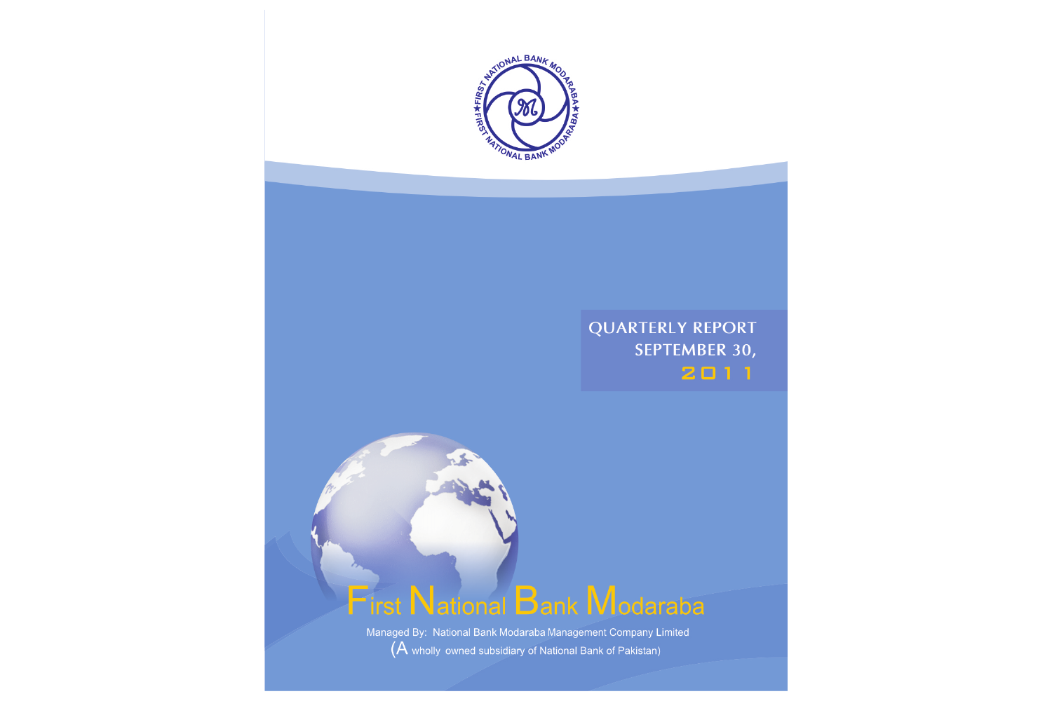# QUARTERLY REPORT SEPTEMBER 30, 2011

# First National Bank Modaraba

Managed By: National Bank Modaraba Management Company Limited

(A wholly owned subsidiary of National Bank of Pakistan)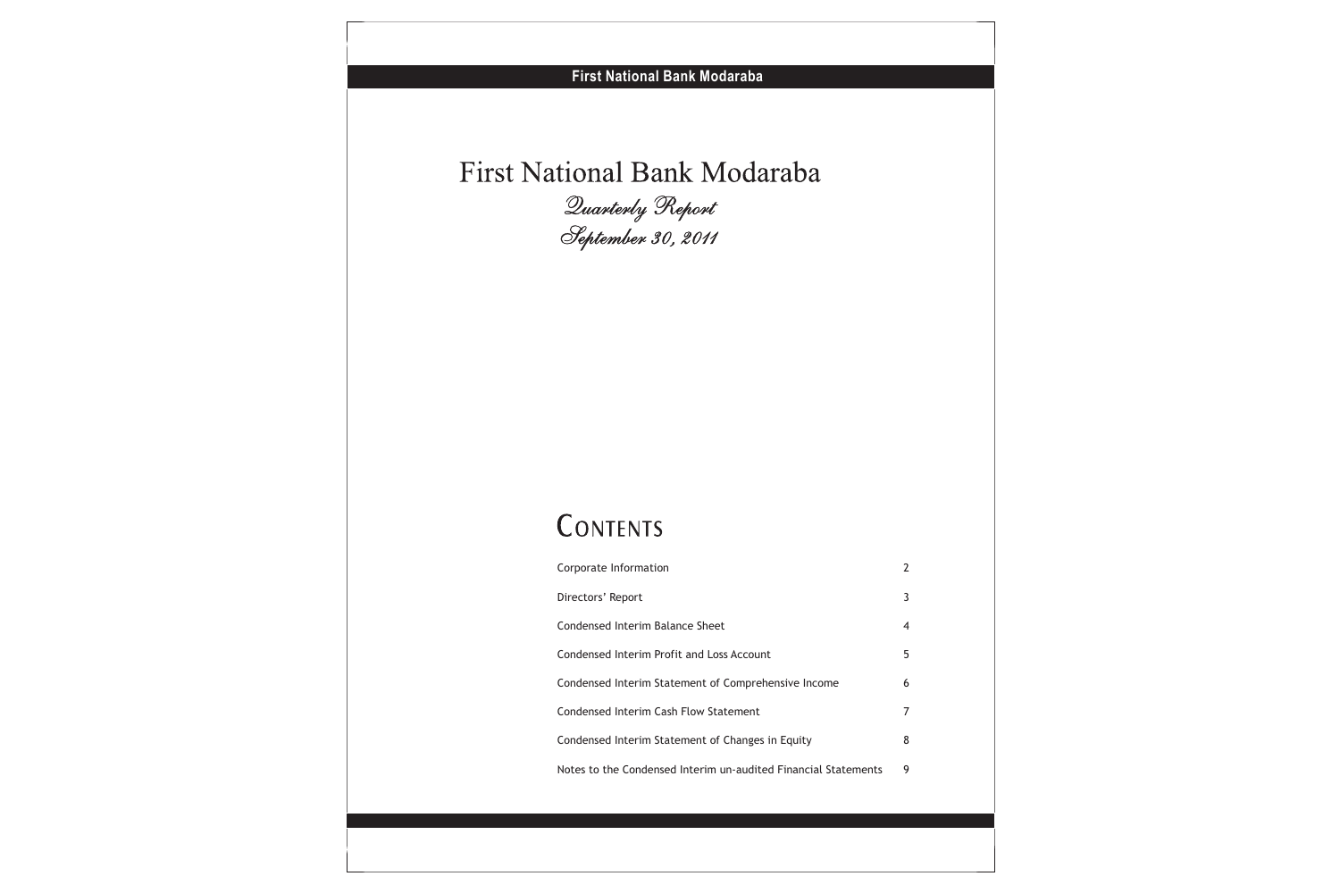# First National Bank Modaraba

*Quarterly Report*

*September 30, 2011*

## CONTENTS

| | |
|---|---|
| Corporate Information | 2 |
| Directors' Report | 3 |
| Condensed Interim Balance Sheet | 4 |
| Condensed Interim Profit and Loss Account | 5 |
| Condensed Interim Statement of Comprehensive Income | 6 |
| Condensed Interim Cash Flow Statement | 7 |
| Condensed Interim Statement of Changes in Equity | 8 |
| Notes to the Condensed Interim un-audited Financial Statements | 9 |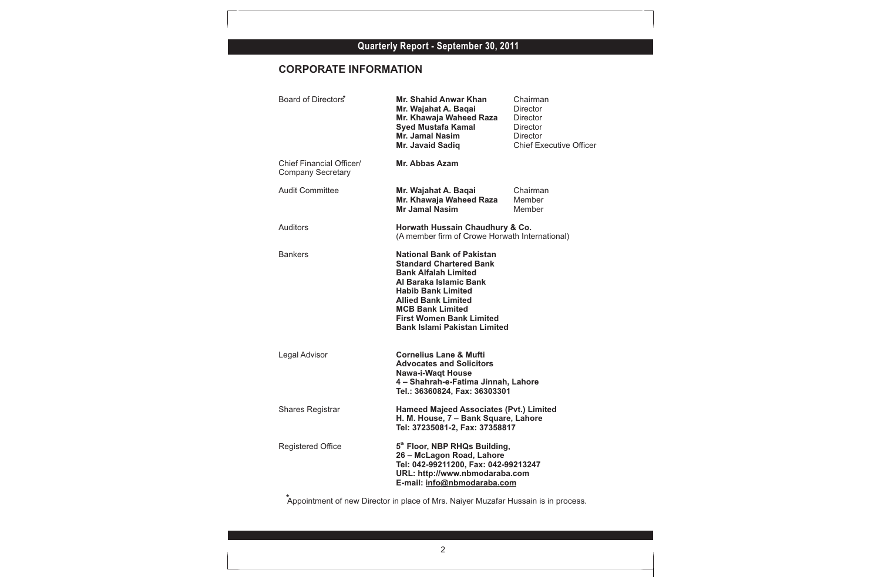## CORPORATE INFORMATION

| | | |
|---|---|---|
| Board of Directors* | **Mr. Shahid Anwar Khan** | Chairman |
| | **Mr. Wajahat A. Baqai** | Director |
| | **Mr. Khawaja Waheed Raza** | Director |
| | **Syed Mustafa Kamal** | Director |
| | **Mr. Jamal Nasim** | Director |
| | **Mr. Javaid Sadiq** | Chief Executive Officer |
| Chief Financial Officer/ Company Secretary | **Mr. Abbas Azam** | |
| Audit Committee | **Mr. Wajahat A. Baqai** | Chairman |
| | **Mr. Khawaja Waheed Raza** | Member |
| | **Mr Jamal Nasim** | Member |

Auditors
**Horwath Hussain Chaudhury & Co.**
(A member firm of Crowe Horwath International)

Bankers
**National Bank of Pakistan**
**Standard Chartered Bank**
**Bank Alfalah Limited**
**Al Baraka Islamic Bank**
**Habib Bank Limited**
**Allied Bank Limited**
**MCB Bank Limited**
**First Women Bank Limited**
**Bank Islami Pakistan Limited**

Legal Advisor
**Cornelius Lane & Mufti**
**Advocates and Solicitors**
**Nawa-i-Waqt House**
**4 – Shahrah-e-Fatima Jinnah, Lahore**
**Tel.: 36360824, Fax: 36303301**

Shares Registrar
**Hameed Majeed Associates (Pvt.) Limited**
**H. M. House, 7 – Bank Square, Lahore**
**Tel: 37235081-2, Fax: 37358817**

Registered Office
**5th Floor, NBP RHQs Building,**
**26 – McLagon Road, Lahore**
**Tel: 042-99211200, Fax: 042-99213247**
**URL: http://www.nbmodaraba.com**
**E-mail: info@nbmodaraba.com**

*Appointment of new Director in place of Mrs. Naiyer Muzafar Hussain is in process.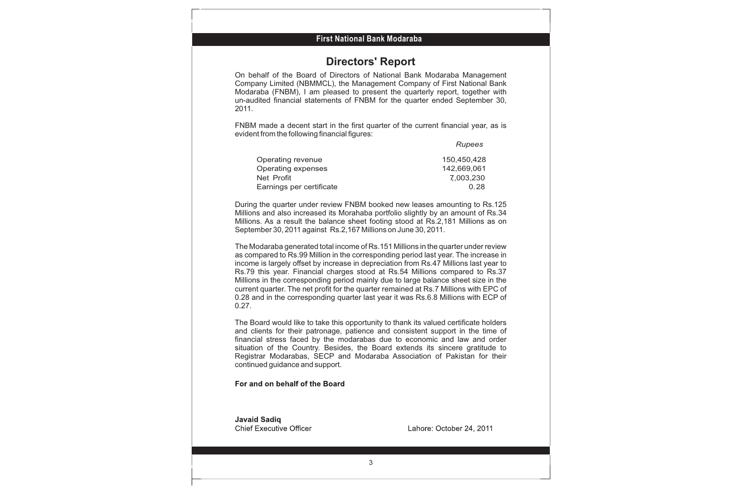# Directors' Report

On behalf of the Board of Directors of National Bank Modaraba Management Company Limited (NBMMCL), the Management Company of First National Bank Modaraba (FNBM), I am pleased to present the quarterly report, together with un-audited financial statements of FNBM for the quarter ended September 30, 2011.

FNBM made a decent start in the first quarter of the current financial year, as is evident from the following financial figures:

| | *Rupees* |
|---|---|
| Operating revenue | 150,450,428 |
| Operating expenses | 142,669,061 |
| Net Profit | 7,003,230 |
| Earnings per certificate | 0.28 |

During the quarter under review FNBM booked new leases amounting to Rs.125 Millions and also increased its Morahaba portfolio slightly by an amount of Rs.34 Millions. As a result the balance sheet footing stood at Rs.2,181 Millions as on September 30, 2011 against Rs.2,167 Millions on June 30, 2011.

The Modaraba generated total income of Rs.151 Millions in the quarter under review as compared to Rs.99 Million in the corresponding period last year. The increase in income is largely offset by increase in depreciation from Rs.47 Millions last year to Rs.79 this year. Financial charges stood at Rs.54 Millions compared to Rs.37 Millions in the corresponding period mainly due to large balance sheet size in the current quarter. The net profit for the quarter remained at Rs.7 Millions with EPC of 0.28 and in the corresponding quarter last year it was Rs.6.8 Millions with ECP of 0.27.

The Board would like to take this opportunity to thank its valued certificate holders and clients for their patronage, patience and consistent support in the time of financial stress faced by the modarabas due to economic and law and order situation of the Country. Besides, the Board extends its sincere gratitude to Registrar Modarabas, SECP and Modaraba Association of Pakistan for their continued guidance and support.

**For and on behalf of the Board**

**Javaid Sadiq**
Chief Executive Officer

Lahore: October 24, 2011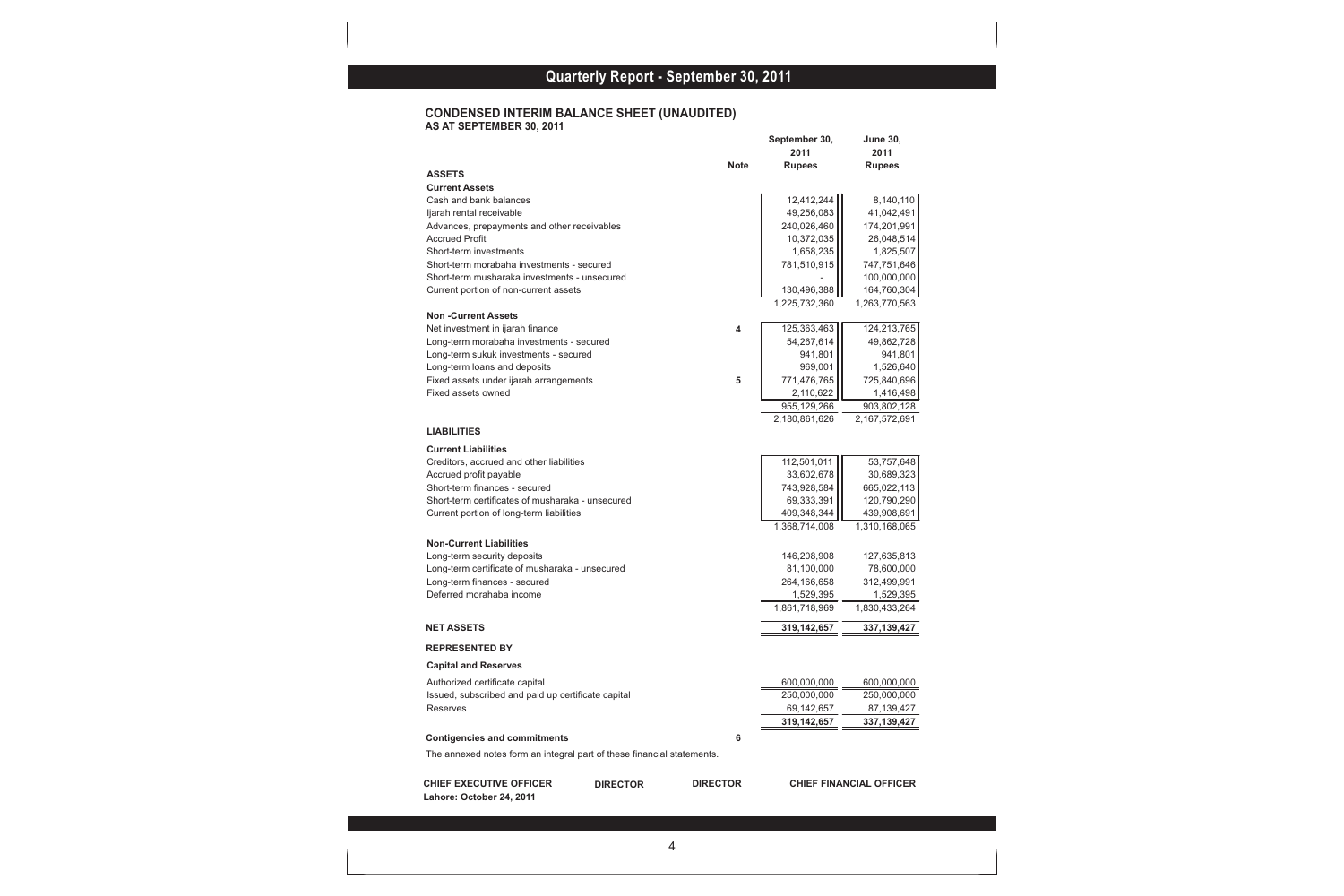# Quarterly Report - September 30, 2011

## CONDENSED INTERIM BALANCE SHEET (UNAUDITED)
### AS AT SEPTEMBER 30, 2011

| | Note | September 30, 2011 Rupees | June 30, 2011 Rupees |
|---|---|---|---|
| **ASSETS** | | | |
| **Current Assets** | | | |
| Cash and bank balances | | 12,412,244 | 8,140,110 |
| Ijarah rental receivable | | 49,256,083 | 41,042,491 |
| Advances, prepayments and other receivables | | 240,026,460 | 174,201,991 |
| Accrued Profit | | 10,372,035 | 26,048,514 |
| Short-term investments | | 1,658,235 | 1,825,507 |
| Short-term morabaha investments - secured | | 781,510,915 | 747,751,646 |
| Short-term musharaka investments - unsecured | | - | 100,000,000 |
| Current portion of non-current assets | | 130,496,388 | 164,760,304 |
| | | 1,225,732,360 | 1,263,770,563 |
| **Non -Current Assets** | | | |
| Net investment in ijarah finance | 4 | 125,363,463 | 124,213,765 |
| Long-term morabaha investments - secured | | 54,267,614 | 49,862,728 |
| Long-term sukuk investments - secured | | 941,801 | 941,801 |
| Long-term loans and deposits | | 969,001 | 1,526,640 |
| Fixed assets under ijarah arrangements | 5 | 771,476,765 | 725,840,696 |
| Fixed assets owned | | 2,110,622 | 1,416,498 |
| | | 955,129,266 | 903,802,128 |
| | | 2,180,861,626 | 2,167,572,691 |
| **LIABILITIES** | | | |
| **Current Liabilities** | | | |
| Creditors, accrued and other liabilities | | 112,501,011 | 53,757,648 |
| Accrued profit payable | | 33,602,678 | 30,689,323 |
| Short-term finances - secured | | 743,928,584 | 665,022,113 |
| Short-term certificates of musharaka - unsecured | | 69,333,391 | 120,790,290 |
| Current portion of long-term liabilities | | 409,348,344 | 439,908,691 |
| | | 1,368,714,008 | 1,310,168,065 |
| **Non-Current Liabilities** | | | |
| Long-term security deposits | | 146,208,908 | 127,635,813 |
| Long-term certificate of musharaka - unsecured | | 81,100,000 | 78,600,000 |
| Long-term finances - secured | | 264,166,658 | 312,499,991 |
| Deferred morahaba income | | 1,529,395 | 1,529,395 |
| | | 1,861,718,969 | 1,830,433,264 |
| **NET ASSETS** | | **319,142,657** | **337,139,427** |
| **REPRESENTED BY** | | | |
| **Capital and Reserves** | | | |
| Authorized certificate capital | | 600,000,000 | 600,000,000 |
| Issued, subscribed and paid up certificate capital | | 250,000,000 | 250,000,000 |
| Reserves | | 69,142,657 | 87,139,427 |
| | | **319,142,657** | **337,139,427** |
| **Contigencies and commitments** | 6 | | |

The annexed notes form an integral part of these financial statements.

**CHIEF EXECUTIVE OFFICER** &nbsp;&nbsp; **DIRECTOR** &nbsp;&nbsp; **DIRECTOR** &nbsp;&nbsp; **CHIEF FINANCIAL OFFICER**

**Lahore: October 24, 2011**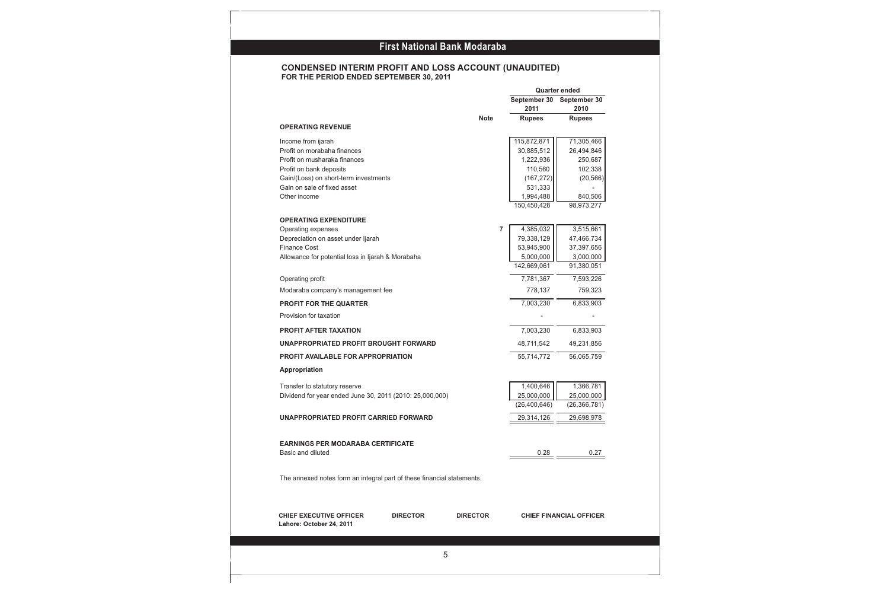# First National Bank Modaraba

## CONDENSED INTERIM PROFIT AND LOSS ACCOUNT (UNAUDITED)
**FOR THE PERIOD ENDED SEPTEMBER 30, 2011**

| | Note | Quarter ended September 30 2011 | Quarter ended September 30 2010 |
|---|---|---|---|
| | | **Rupees** | **Rupees** |
| **OPERATING REVENUE** | | | |
| Income from ijarah | | 115,872,871 | 71,305,466 |
| Profit on morabaha finances | | 30,885,512 | 26,494,846 |
| Profit on musharaka finances | | 1,222,936 | 250,687 |
| Profit on bank deposits | | 110,560 | 102,338 |
| Gain/(Loss) on short-term investments | | (167,272) | (20,566) |
| Gain on sale of fixed asset | | 531,333 | - |
| Other income | | 1,994,488 | 840,506 |
| | | 150,450,428 | 98,973,277 |
| **OPERATING EXPENDITURE** | | | |
| Operating expenses | 7 | 4,385,032 | 3,515,661 |
| Depreciation on asset under Ijarah | | 79,338,129 | 47,466,734 |
| Finance Cost | | 53,945,900 | 37,397,656 |
| Allowance for potential loss in Ijarah & Morabaha | | 5,000,000 | 3,000,000 |
| | | 142,669,061 | 91,380,051 |
| Operating profit | | 7,781,367 | 7,593,226 |
| Modaraba company's management fee | | 778,137 | 759,323 |
| **PROFIT FOR THE QUARTER** | | 7,003,230 | 6,833,903 |
| Provision for taxation | | - | - |
| **PROFIT AFTER TAXATION** | | 7,003,230 | 6,833,903 |
| **UNAPPROPRIATED PROFIT BROUGHT FORWARD** | | 48,711,542 | 49,231,856 |
| **PROFIT AVAILABLE FOR APPROPRIATION** | | 55,714,772 | 56,065,759 |
| **Appropriation** | | | |
| Transfer to statutory reserve | | 1,400,646 | 1,366,781 |
| Dividend for year ended June 30, 2011 (2010: 25,000,000) | | 25,000,000 | 25,000,000 |
| | | (26,400,646) | (26,366,781) |
| **UNAPPROPRIATED PROFIT CARRIED FORWARD** | | 29,314,126 | 29,698,978 |
| **EARNINGS PER MODARABA CERTIFICATE** | | | |
| Basic and diluted | | 0.28 | 0.27 |

The annexed notes form an integral part of these financial statements.

**CHIEF EXECUTIVE OFFICER** **DIRECTOR** **DIRECTOR** **CHIEF FINANCIAL OFFICER**

**Lahore: October 24, 2011**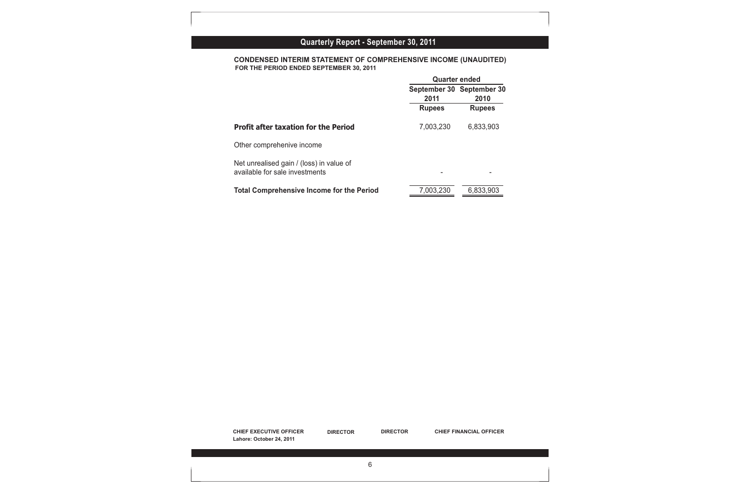**CONDENSED INTERIM STATEMENT OF COMPREHENSIVE INCOME (UNAUDITED)**
**FOR THE PERIOD ENDED SEPTEMBER 30, 2011**

| | Quarter ended | |
|---|---|---|
| | September 30 2011 | September 30 2010 |
| | Rupees | Rupees |
| **Profit after taxation for the Period** | 7,003,230 | 6,833,903 |
| Other comprehenive income | | |
| Net unrealised gain / (loss) in value of available for sale investments | - | - |
| **Total Comprehensive Income for the Period** | 7,003,230 | 6,833,903 |

CHIEF EXECUTIVE OFFICER DIRECTOR DIRECTOR CHIEF FINANCIAL OFFICER

Lahore: October 24, 2011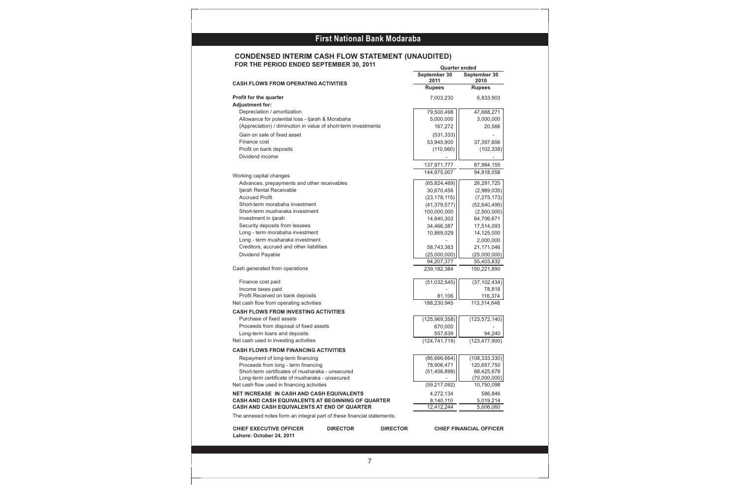## First National Bank Modaraba

### CONDENSED INTERIM CASH FLOW STATEMENT (UNAUDITED)
**FOR THE PERIOD ENDED SEPTEMBER 30, 2011**

| | Quarter ended | |
|---|---|---|
| | September 30 2011 | September 30 2010 |
| **CASH FLOWS FROM OPERATING ACTIVITIES** | **Rupees** | **Rupees** |
| **Profit for the quarter** | 7,003,230 | 6,833,903 |
| **Adjustment for:** | | |
| Depreciation / amortization | 79,500,498 | 47,668,271 |
| Allowance for potential loss - Ijarah & Morabaha | 5,000,000 | 3,000,000 |
| (Appreciation) / diminution in value of short-term investments | 167,272 | 20,566 |
| Gain on sale of fixed asset | (531,333) | - |
| Finance cost | 53,945,900 | 37,397,656 |
| Profit on bank deposits | (110,560) | (102,338) |
| Dividend income | - | - |
| | 137,971,777 | 87,984,155 |
| | 144,975,007 | 94,818,058 |
| Working capital changes | | |
| Advances, prepayments and other receivables | (65,824,469) | 26,291,725 |
| Ijarah Rental Receivable | 30,670,456 | (2,989,035) |
| Accrued Profit | (23,178,115) | (7,275,173) |
| Short-term morabaha investment | (41,379,577) | (52,640,495) |
| Short-term musharaka investment | 100,000,000 | (2,500,000) |
| Investment in ijarah | 14,840,303 | 64,706,671 |
| Security deposits from lessees | 34,466,387 | 17,514,093 |
| Long - term morabaha investment | 10,869,029 | 14,125,000 |
| Long - term musharaka investment | - | 2,000,000 |
| Creditors, accrued and other liabilities | 58,743,363 | 21,171,046 |
| Dividend Payable | (25,000,000) | (25,000,000) |
| | 94,207,377 | 55,403,832 |
| Cash generated from operations | 239,182,384 | 150,221,890 |
| Finance cost paid | (51,032,545) | (37,102,434) |
| Income taxes paid | - | 78,818 |
| Profit Received on bank deposits | 81,106 | 116,374 |
| Net cash flow from operating activities | 188,230,945 | 113,314,648 |
| **CASH FLOWS FROM INVESTING ACTIVITIES** | | |
| Purchase of fixed assets | (125,969,358) | (123,572,140) |
| Proceeds from disposal of fixed assets | 670,000 | - |
| Long-term loans and deposits | 557,639 | 94,240 |
| Net cash used in investing activities | (124,741,719) | (123,477,900) |
| **CASH FLOWS FROM FINANCING ACTIVITIES** | | |
| Repayment of long-term financing | (86,666,664) | (108,333,330) |
| Proceeds from long - term financing | 78,906,471 | 120,657,750 |
| Short-term certificates of musharaka - unsecured | (51,456,899) | 68,425,678 |
| Long-term certificate of musharaka - unsecured | - | (70,000,000) |
| Net cash flow used in financing activities | (59,217,092) | 10,750,098 |
| **NET INCREASE IN CASH AND CASH EQUIVALENTS** | 4,272,134 | 586,846 |
| **CASH AND CASH EQUIVALENTS AT BEGINNING OF QUARTER** | 8,140,110 | 5,019,214 |
| **CASH AND CASH EQUIVALENTS AT END OF QUARTER** | 12,412,244 | 5,606,060 |

The annexed notes form an integral part of these financial statements.

**CHIEF EXECUTIVE OFFICER** **DIRECTOR** **DIRECTOR** **CHIEF FINANCIAL OFFICER**

**Lahore: October 24, 2011**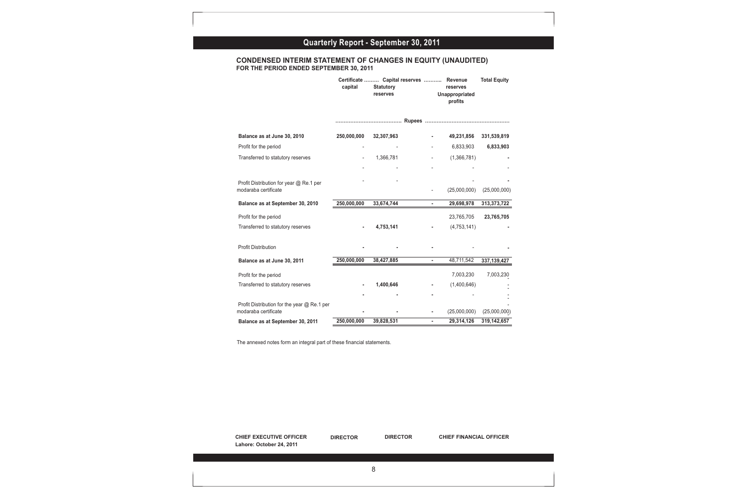## CONDENSED INTERIM STATEMENT OF CHANGES IN EQUITY (UNAUDITED)
### FOR THE PERIOD ENDED SEPTEMBER 30, 2011

| | Certificate capital | Capital reserves Statutory reserves | | Revenue reserves Unappropriated profits | Total Equity |
|---|---|---|---|---|---|
| | ........................................ | Rupees | ........................................ | | |
| **Balance as at June 30, 2010** | **250,000,000** | **32,307,963** | **-** | **49,231,856** | **331,539,819** |
| Profit for the period | - | - | - | 6,833,903 | **6,833,903** |
| Transferred to statutory reserves | - | 1,366,781 | - | (1,366,781) | **-** |
| | - | - | - | - | - |
| Profit Distribution for year @ Re.1 per modaraba certificate | - | - | - | (25,000,000) | (25,000,000) |
| **Balance as at September 30, 2010** | **250,000,000** | **33,674,744** | **-** | **29,698,978** | **313,373,722** |
| Profit for the period | | | | 23,765,705 | **23,765,705** |
| Transferred to statutory reserves | **-** | **4,753,141** | **-** | (4,753,141) | **-** |
| Profit Distribution | **-** | **-** | **-** | - | **-** |
| **Balance as at June 30, 2011** | **250,000,000** | **38,427,885** | **-** | 48,711,542 | **337,139,427** |
| Profit for the period | | | | 7,003,230 | 7,003,230 |
| Transferred to statutory reserves | **-** | **1,400,646** | **-** | (1,400,646) | - |
| | **-** | **-** | **-** | - | - |
| Profit Distribution for the year @ Re.1 per modaraba certificate | **-** | **-** | **-** | (25,000,000) | (25,000,000) |
| **Balance as at September 30, 2011** | **250,000,000** | **39,828,531** | **-** | **29,314,126** | **319,142,657** |

The annexed notes form an integral part of these financial statements.

**CHIEF EXECUTIVE OFFICER** | **DIRECTOR** | **DIRECTOR** | **CHIEF FINANCIAL OFFICER**

**Lahore: October 24, 2011**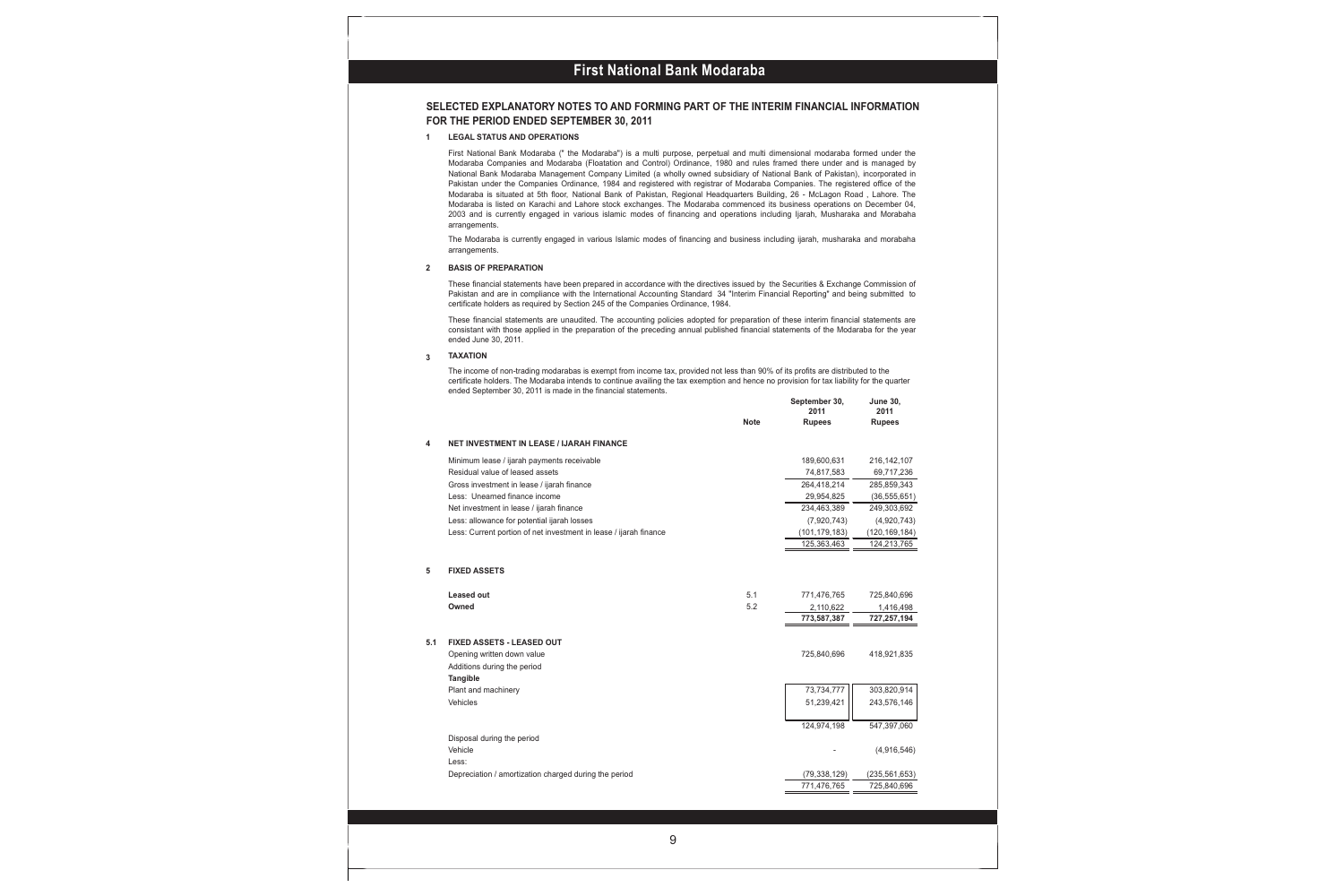# SELECTED EXPLANATORY NOTES TO AND FORMING PART OF THE INTERIM FINANCIAL INFORMATION FOR THE PERIOD ENDED SEPTEMBER 30, 2011

## 1 LEGAL STATUS AND OPERATIONS

First National Bank Modaraba (" the Modaraba") is a multi purpose, perpetual and multi dimensional modaraba formed under the Modaraba Companies and Modaraba (Floatation and Control) Ordinance, 1980 and rules framed there under and is managed by National Bank Modaraba Management Company Limited (a wholly owned subsidiary of National Bank of Pakistan), incorporated in Pakistan under the Companies Ordinance, 1984 and registered with registrar of Modaraba Companies. The registered office of the Modaraba is situated at 5th floor, National Bank of Pakistan, Regional Headquarters Building, 26 - McLagon Road , Lahore. The Modaraba is listed on Karachi and Lahore stock exchanges. The Modaraba commenced its business operations on December 04, 2003 and is currently engaged in various islamic modes of financing and operations including Ijarah, Musharaka and Morabaha arrangements.

The Modaraba is currently engaged in various Islamic modes of financing and business including ijarah, musharaka and morabaha arrangements.

## 2 BASIS OF PREPARATION

These financial statements have been prepared in accordance with the directives issued by the Securities & Exchange Commission of Pakistan and are in compliance with the International Accounting Standard 34 "Interim Financial Reporting" and being submitted to certificate holders as required by Section 245 of the Companies Ordinance, 1984.

These financial statements are unaudited. The accounting policies adopted for preparation of these interim financial statements are consistant with those applied in the preparation of the preceding annual published financial statements of the Modaraba for the year ended June 30, 2011.

## 3 TAXATION

The income of non-trading modarabas is exempt from income tax, provided not less than 90% of its profits are distributed to the certificate holders. The Modaraba intends to continue availing the tax exemption and hence no provision for tax liability for the quarter ended September 30, 2011 is made in the financial statements.

| | | Note | September 30, 2011 Rupees | June 30, 2011 Rupees |
|---|---|---|---|---|
| **4** | **NET INVESTMENT IN LEASE / IJARAH FINANCE** | | | |
| | Minimum lease / ijarah payments receivable | | 189,600,631 | 216,142,107 |
| | Residual value of leased assets | | 74,817,583 | 69,717,236 |
| | Gross investment in lease / ijarah finance | | 264,418,214 | 285,859,343 |
| | Less: Unearned finance income | | 29,954,825 | (36,555,651) |
| | Net investment in lease / ijarah finance | | 234,463,389 | 249,303,692 |
| | Less: allowance for potential ijarah losses | | (7,920,743) | (4,920,743) |
| | Less: Current portion of net investment in lease / ijarah finance | | (101,179,183) | (120,169,184) |
| | | | 125,363,463 | 124,213,765 |
| **5** | **FIXED ASSETS** | | | |
| | **Leased out** | 5.1 | 771,476,765 | 725,840,696 |
| | **Owned** | 5.2 | 2,110,622 | 1,416,498 |
| | | | **773,587,387** | **727,257,194** |
| **5.1** | **FIXED ASSETS - LEASED OUT** | | | |
| | Opening written down value | | 725,840,696 | 418,921,835 |
| | Additions during the period | | | |
| | **Tangible** | | | |
| | Plant and machinery | | 73,734,777 | 303,820,914 |
| | Vehicles | | 51,239,421 | 243,576,146 |
| | | | 124,974,198 | 547,397,060 |
| | Disposal during the period | | | |
| | Vehicle | | - | (4,916,546) |
| | Less: | | | |
| | Depreciation / amortization charged during the period | | (79,338,129) | (235,561,653) |
| | | | 771,476,765 | 725,840,696 |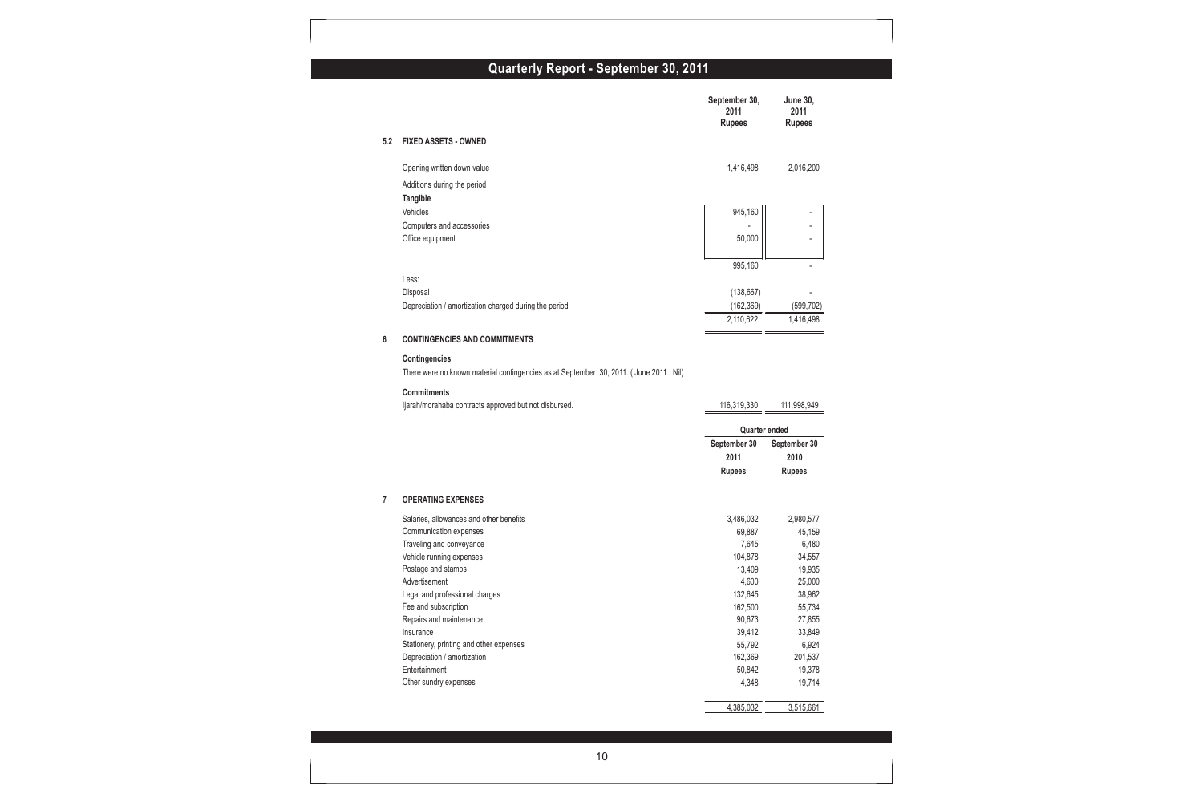## Quarterly Report - September 30, 2011

| | September 30, 2011 Rupees | June 30, 2011 Rupees |
|---|---|---|
| **5.2 FIXED ASSETS - OWNED** | | |
| Opening written down value | 1,416,498 | 2,016,200 |
| Additions during the period | | |
| **Tangible** | | |
| Vehicles | 945,160 | - |
| Computers and accessories | - | - |
| Office equipment | 50,000 | - |
| | 995,160 | - |
| Less: | | |
| Disposal | (138,667) | - |
| Depreciation / amortization charged during the period | (162,369) | (599,702) |
| | 2,110,622 | 1,416,498 |

### 6 CONTINGENCIES AND COMMITMENTS

**Contingencies**

There were no known material contingencies as at September 30, 2011. ( June 2011 : Nil)

**Commitments**

| | September 30, 2011 Rupees | June 30, 2011 Rupees |
|---|---|---|
| Ijarah/morahaba contracts approved but not disbursed. | 116,319,330 | 111,998,949 |

### 7 OPERATING EXPENSES

| | Quarter ended | |
|---|---|---|
| | September 30 2011 Rupees | September 30 2010 Rupees |
| Salaries, allowances and other benefits | 3,486,032 | 2,980,577 |
| Communication expenses | 69,887 | 45,159 |
| Traveling and conveyance | 7,645 | 6,480 |
| Vehicle running expenses | 104,878 | 34,557 |
| Postage and stamps | 13,409 | 19,935 |
| Advertisement | 4,600 | 25,000 |
| Legal and professional charges | 132,645 | 38,962 |
| Fee and subscription | 162,500 | 55,734 |
| Repairs and maintenance | 90,673 | 27,855 |
| Insurance | 39,412 | 33,849 |
| Stationery, printing and other expenses | 55,792 | 6,924 |
| Depreciation / amortization | 162,369 | 201,537 |
| Entertainment | 50,842 | 19,378 |
| Other sundry expenses | 4,348 | 19,714 |
| | 4,385,032 | 3,515,661 |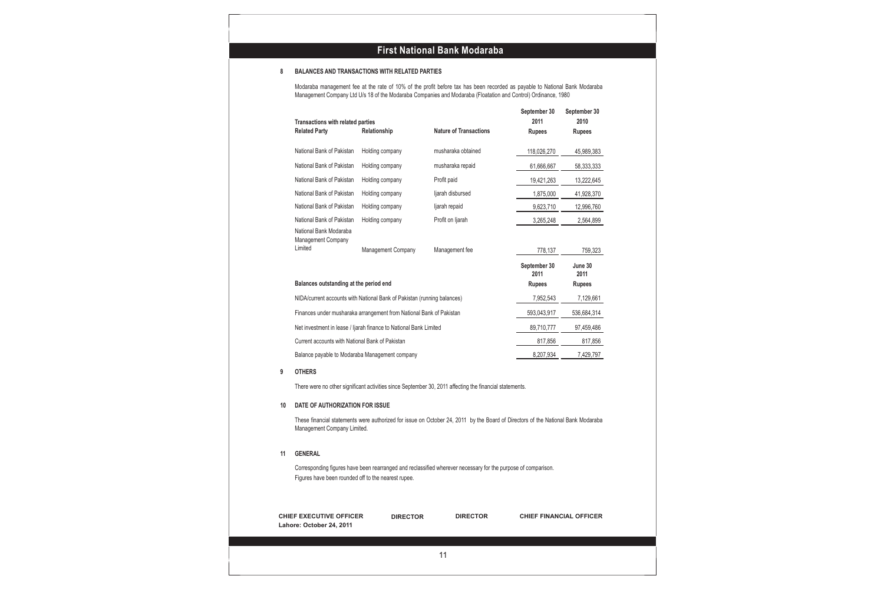## 8 BALANCES AND TRANSACTIONS WITH RELATED PARTIES

Modaraba management fee at the rate of 10% of the profit before tax has been recorded as payable to National Bank Modaraba Management Company Ltd U/s 18 of the Modaraba Companies and Modaraba (Floatation and Control) Ordinance, 1980

| Transactions with related parties | | | September 30 2011 | September 30 2010 |
|---|---|---|---|---|
| **Related Party** | **Relationship** | **Nature of Transactions** | **Rupees** | **Rupees** |
| National Bank of Pakistan | Holding company | musharaka obtained | 118,026,270 | 45,989,383 |
| National Bank of Pakistan | Holding company | musharaka repaid | 61,666,667 | 58,333,333 |
| National Bank of Pakistan | Holding company | Profit paid | 19,421,263 | 13,222,645 |
| National Bank of Pakistan | Holding company | Ijarah disbursed | 1,875,000 | 41,928,370 |
| National Bank of Pakistan | Holding company | Ijarah repaid | 9,623,710 | 12,996,760 |
| National Bank of Pakistan | Holding company | Profit on Ijarah | 3,265,248 | 2,564,899 |
| National Bank Modaraba Management Company Limited | Management Company | Management fee | 778,137 | 759,323 |

| Balances outstanding at the period end | September 30 2011 Rupees | June 30 2011 Rupees |
|---|---|---|
| NIDA/current accounts with National Bank of Pakistan (running balances) | 7,952,543 | 7,129,661 |
| Finances under musharaka arrangement from National Bank of Pakistan | 593,043,917 | 536,684,314 |
| Net investment in lease / Ijarah finance to National Bank Limited | 89,710,777 | 97,459,486 |
| Current accounts with National Bank of Pakistan | 817,856 | 817,856 |
| Balance payable to Modaraba Management company | 8,207,934 | 7,429,797 |

## 9 OTHERS

There were no other significant activities since September 30, 2011 affecting the financial statements.

## 10 DATE OF AUTHORIZATION FOR ISSUE

These financial statements were authorized for issue on October 24, 2011 by the Board of Directors of the National Bank Modaraba Management Company Limited.

## 11 GENERAL

Corresponding figures have been rearranged and reclassified wherever necessary for the purpose of comparison.

Figures have been rounded off to the nearest rupee.

**CHIEF EXECUTIVE OFFICER** **DIRECTOR** **DIRECTOR** **CHIEF FINANCIAL OFFICER**

**Lahore: October 24, 2011**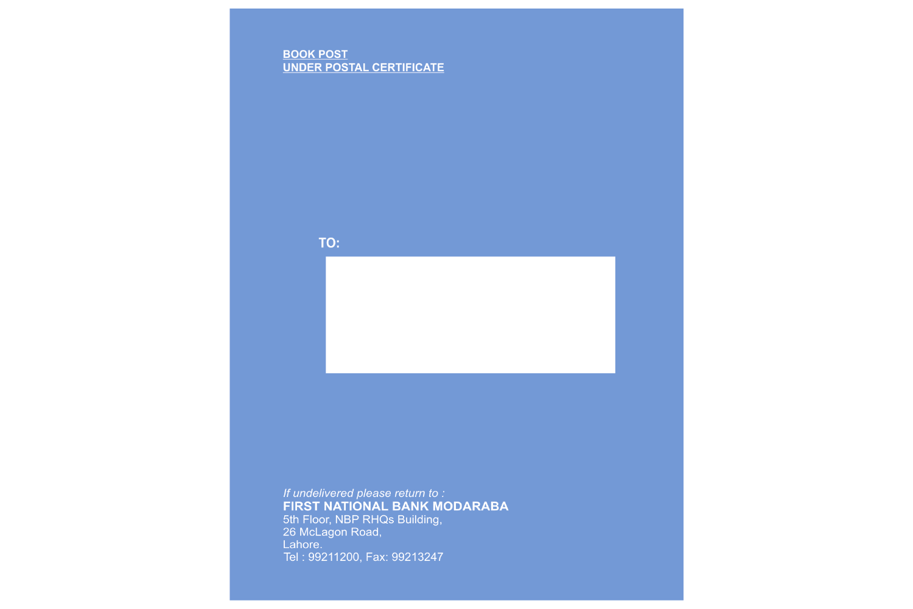**BOOK POST**
**UNDER POSTAL CERTIFICATE**

**TO:**

*If undelivered please return to :*

**FIRST NATIONAL BANK MODARABA**

5th Floor, NBP RHQs Building,
26 McLagon Road,
Lahore.
Tel : 99211200, Fax: 99213247